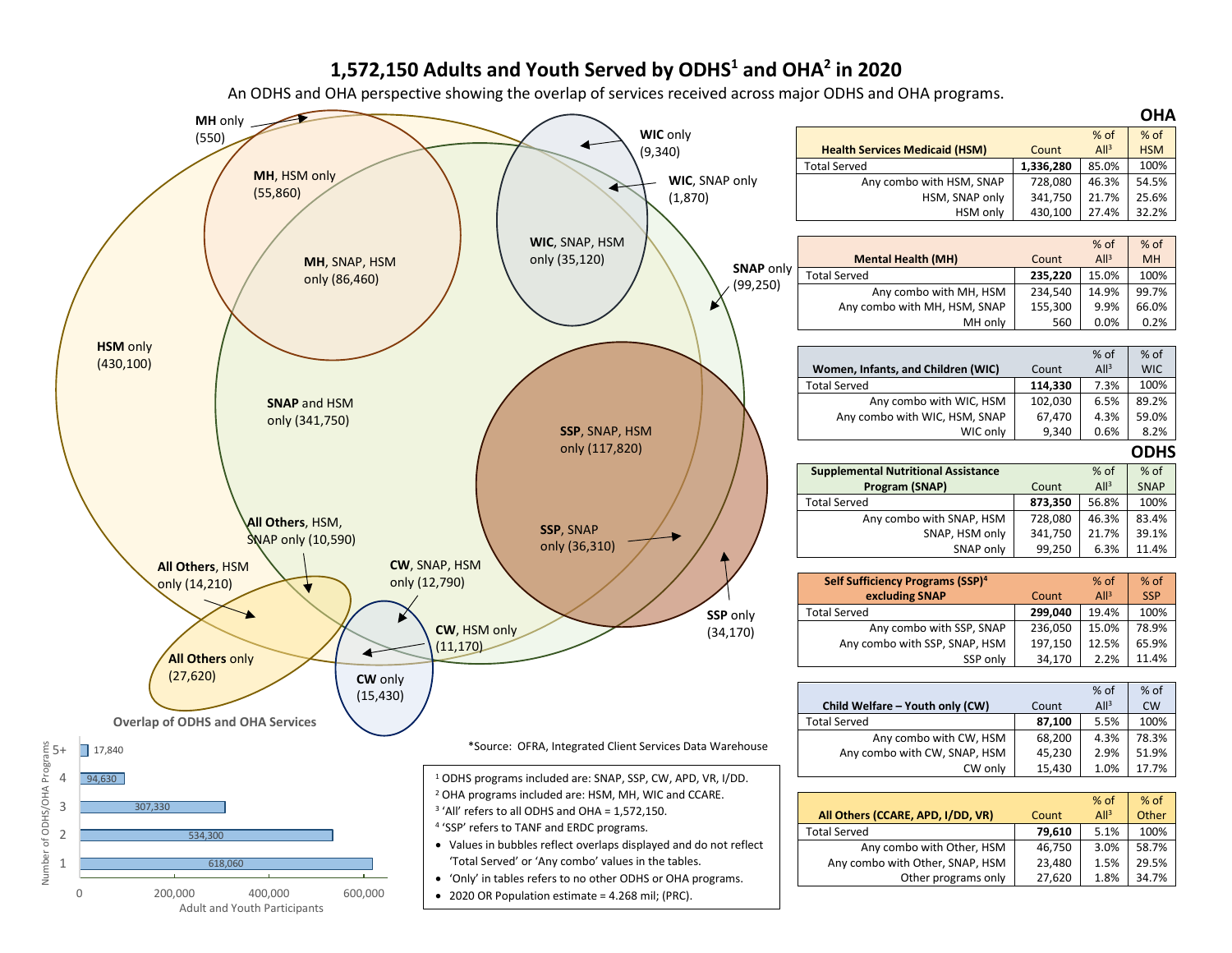# 1,572,150 Adults and Youth Served by ODHS[1] and OHA[2] in 2020

An ODHS and OHA perspective showing the overlap of services received across major ODHS and OHA programs.

**MH** only (550)

**MH**, HSM only (55,860)

**MH**, SNAP, HSM only (86,460)

**WIC** only (9,340)

**WIC**, SNAP only (1,870)

**WIC**, SNAP, HSM only (35,120)

**SNAP** only (99,250)

**HSM** only (430,100)

**SNAP** and HSM only (341,750)

**SSP**, SNAP, HSM only (117,820)

**SSP**, SNAP only (36,310)

**SSP** only (34,170)

**All Others**, HSM, SNAP only (10,590)

**All Others**, HSM only (14,210)

**All Others** only (27,620)

**CW**, SNAP, HSM only (12,790)

**CW**, HSM only (11,170)

**CW** only (15,430)

## OHA

| Health Services Medicaid (HSM) | Count | % of All[3] | % of HSM |
|---|---|---|---|
| Total Served | **1,336,280** | 85.0% | 100% |
| Any combo with HSM, SNAP | 728,080 | 46.3% | 54.5% |
| HSM, SNAP only | 341,750 | 21.7% | 25.6% |
| HSM only | 430,100 | 27.4% | 32.2% |

| Mental Health (MH) | Count | % of All[3] | % of MH |
|---|---|---|---|
| Total Served | **235,220** | 15.0% | 100% |
| Any combo with MH, HSM | 234,540 | 14.9% | 99.7% |
| Any combo with MH, HSM, SNAP | 155,300 | 9.9% | 66.0% |
| MH only | 560 | 0.0% | 0.2% |

| Women, Infants, and Children (WIC) | Count | % of All[3] | % of WIC |
|---|---|---|---|
| Total Served | **114,330** | 7.3% | 100% |
| Any combo with WIC, HSM | 102,030 | 6.5% | 89.2% |
| Any combo with WIC, HSM, SNAP | 67,470 | 4.3% | 59.0% |
| WIC only | 9,340 | 0.6% | 8.2% |

## ODHS

| Supplemental Nutritional Assistance Program (SNAP) | Count | % of All[3] | % of SNAP |
|---|---|---|---|
| Total Served | **873,350** | 56.8% | 100% |
| Any combo with SNAP, HSM | 728,080 | 46.3% | 83.4% |
| SNAP, HSM only | 341,750 | 21.7% | 39.1% |
| SNAP only | 99,250 | 6.3% | 11.4% |

| Self Sufficiency Programs (SSP)[4] excluding SNAP | Count | % of All[3] | % of SSP |
|---|---|---|---|
| Total Served | **299,040** | 19.4% | 100% |
| Any combo with SSP, SNAP | 236,050 | 15.0% | 78.9% |
| Any combo with SSP, SNAP, HSM | 197,150 | 12.5% | 65.9% |
| SSP only | 34,170 | 2.2% | 11.4% |

| Child Welfare – Youth only (CW) | Count | % of All[3] | % of CW |
|---|---|---|---|
| Total Served | **87,100** | 5.5% | 100% |
| Any combo with CW, HSM | 68,200 | 4.3% | 78.3% |
| Any combo with CW, SNAP, HSM | 45,230 | 2.9% | 51.9% |
| CW only | 15,430 | 1.0% | 17.7% |

| All Others (CCARE, APD, I/DD, VR) | Count | % of All[3] | % of Other |
|---|---|---|---|
| Total Served | **79,610** | 5.1% | 100% |
| Any combo with Other, HSM | 46,750 | 3.0% | 58.7% |
| Any combo with Other, SNAP, HSM | 23,480 | 1.5% | 29.5% |
| Other programs only | 27,620 | 1.8% | 34.7% |

### Overlap of ODHS and OHA Services

| Number of ODHS/OHA Programs | Adult and Youth Participants |
|---|---|
| 5+ | 17,840 |
| 4 | 94,630 |
| 3 | 307,330 |
| 2 | 534,300 |
| 1 | 618,060 |

*Source: OFRA, Integrated Client Services Data Warehouse

[1] ODHS programs included are: SNAP, SSP, CW, APD, VR, I/DD.
[2] OHA programs included are: HSM, MH, WIC and CCARE.
[3] 'All' refers to all ODHS and OHA = 1,572,150.
[4] 'SSP' refers to TANF and ERDC programs.

- Values in bubbles reflect overlaps displayed and do not reflect 'Total Served' or 'Any combo' values in the tables.
- 'Only' in tables refers to no other ODHS or OHA programs.
- 2020 OR Population estimate = 4.268 mil; (PRC).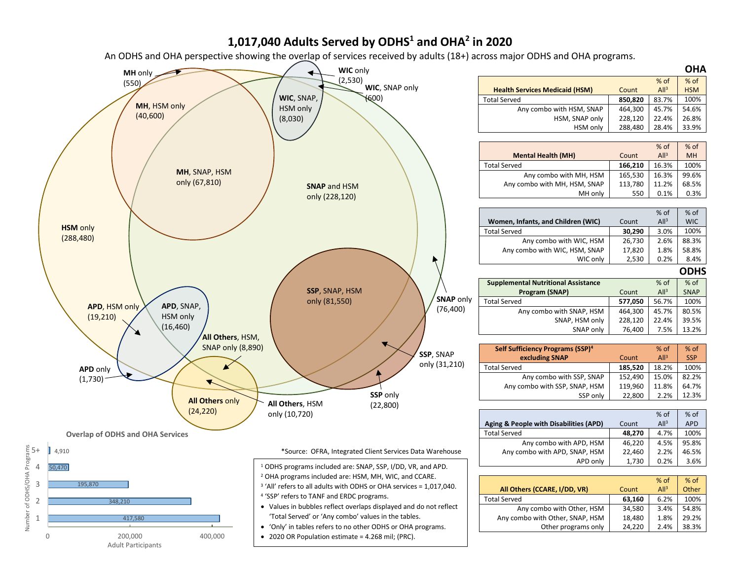# 1,017,040 Adults Served by ODHS[1] and OHA[2] in 2020

An ODHS and OHA perspective showing the overlap of services received by adults (18+) across major ODHS and OHA programs.

**MH** only (550)

**MH**, HSM only (40,600)

**MH**, SNAP, HSM only (67,810)

**WIC** only (2,530)

**WIC**, SNAP only (600)

**WIC**, SNAP, HSM only (8,030)

**SNAP** and HSM only (228,120)

**HSM** only (288,480)

**SNAP** only (76,400)

**SSP**, SNAP, HSM only (81,550)

**SSP**, SNAP only (31,210)

**SSP** only (22,800)

**APD**, HSM only (19,210)

**APD**, SNAP, HSM only (16,460)

**APD** only (1,730)

**All Others**, HSM, SNAP only (8,890)

**All Others** only (24,220)

**All Others**, HSM only (10,720)

## Overlap of ODHS and OHA Services

| Number of ODHS/OHA Programs | Adult Participants |
|---|---|
| 5+ | 4,910 |
| 4 | 50,470 |
| 3 | 195,870 |
| 2 | 348,210 |
| 1 | 417,580 |

*Source: OFRA, Integrated Client Services Data Warehouse

[1] ODHS programs included are: SNAP, SSP, I/DD, VR, and APD.
[2] OHA programs included are: HSM, MH, WIC, and CCARE.
[3] 'All' refers to all adults with ODHS or OHA services = 1,017,040.
[4] 'SSP' refers to TANF and ERDC programs.

- Values in bubbles reflect overlaps displayed and do not reflect 'Total Served' or 'Any combo' values in the tables.
- 'Only' in tables refers to no other ODHS or OHA programs.
- 2020 OR Population estimate = 4.268 mil; (PRC).

## OHA

| Health Services Medicaid (HSM) | Count | % of All[3] | % of HSM |
|---|---|---|---|
| Total Served | **850,820** | 83.7% | 100% |
| Any combo with HSM, SNAP | 464,300 | 45.7% | 54.6% |
| HSM, SNAP only | 228,120 | 22.4% | 26.8% |
| HSM only | 288,480 | 28.4% | 33.9% |

| Mental Health (MH) | Count | % of All[3] | % of MH |
|---|---|---|---|
| Total Served | **166,210** | 16.3% | 100% |
| Any combo with MH, HSM | 165,530 | 16.3% | 99.6% |
| Any combo with MH, HSM, SNAP | 113,780 | 11.2% | 68.5% |
| MH only | 550 | 0.1% | 0.3% |

| Women, Infants, and Children (WIC) | Count | % of All[3] | % of WIC |
|---|---|---|---|
| Total Served | **30,290** | 3.0% | 100% |
| Any combo with WIC, HSM | 26,730 | 2.6% | 88.3% |
| Any combo with WIC, HSM, SNAP | 17,820 | 1.8% | 58.8% |
| WIC only | 2,530 | 0.2% | 8.4% |

## ODHS

| Supplemental Nutritional Assistance Program (SNAP) | Count | % of All[3] | % of SNAP |
|---|---|---|---|
| Total Served | **577,050** | 56.7% | 100% |
| Any combo with SNAP, HSM | 464,300 | 45.7% | 80.5% |
| SNAP, HSM only | 228,120 | 22.4% | 39.5% |
| SNAP only | 76,400 | 7.5% | 13.2% |

| Self Sufficiency Programs (SSP)[4] excluding SNAP | Count | % of All[3] | % of SSP |
|---|---|---|---|
| Total Served | **185,520** | 18.2% | 100% |
| Any combo with SSP, SNAP | 152,490 | 15.0% | 82.2% |
| Any combo with SSP, SNAP, HSM | 119,960 | 11.8% | 64.7% |
| SSP only | 22,800 | 2.2% | 12.3% |

| Aging & People with Disabilities (APD) | Count | % of All[3] | % of APD |
|---|---|---|---|
| Total Served | **48,270** | 4.7% | 100% |
| Any combo with APD, HSM | 46,220 | 4.5% | 95.8% |
| Any combo with APD, SNAP, HSM | 22,460 | 2.2% | 46.5% |
| APD only | 1,730 | 0.2% | 3.6% |

| All Others (CCARE, I/DD, VR) | Count | % of All[3] | % of Other |
|---|---|---|---|
| Total Served | **63,160** | 6.2% | 100% |
| Any combo with Other, HSM | 34,580 | 3.4% | 54.8% |
| Any combo with Other, SNAP, HSM | 18,480 | 1.8% | 29.2% |
| Other programs only | 24,220 | 2.4% | 38.3% |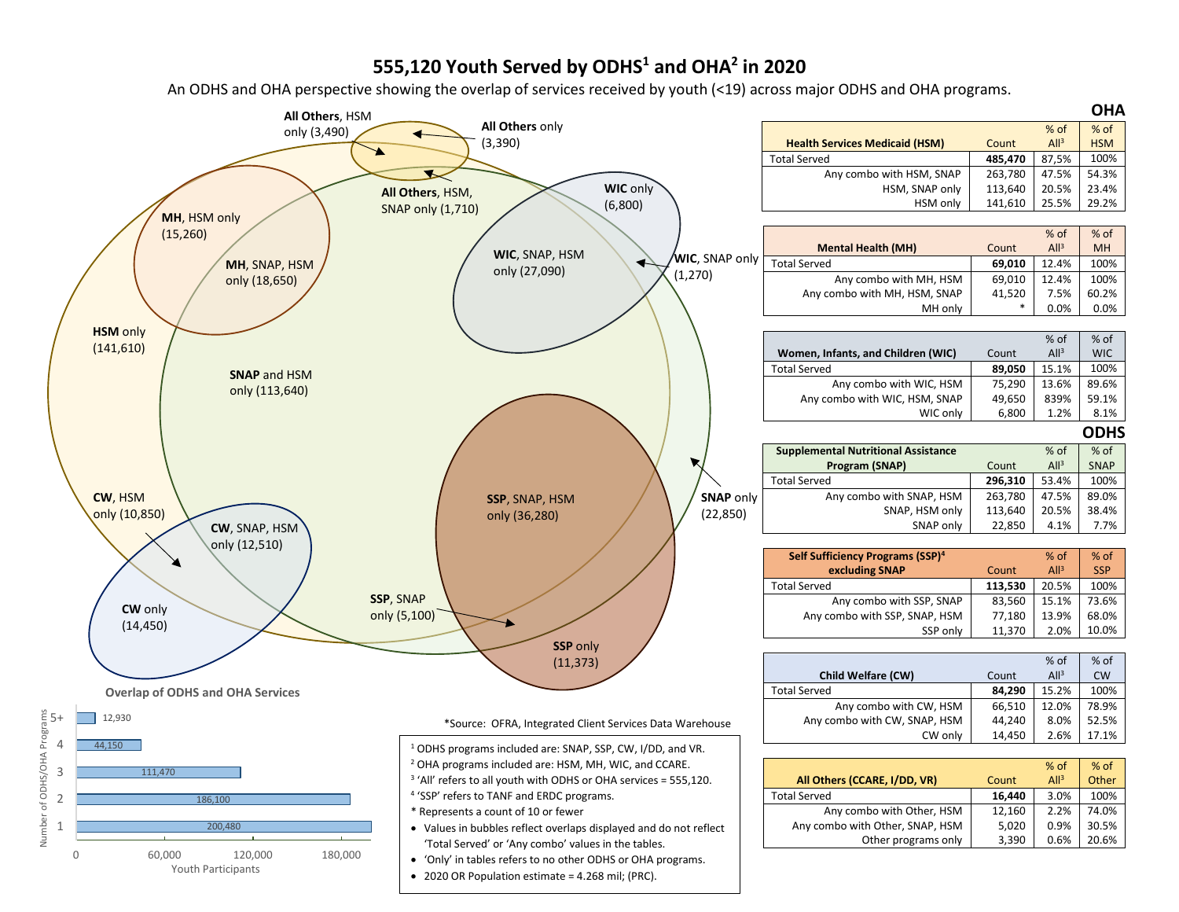# 555,120 Youth Served by ODHS[1] and OHA[2] in 2020

An ODHS and OHA perspective showing the overlap of services received by youth (<19) across major ODHS and OHA programs.

All Others, HSM only (3,390)

All Others only (3,390)

All Others, HSM, SNAP only (1,710)

WIC only (6,800)

MH, HSM only (15,260)

MH, SNAP, HSM only (18,650)

WIC, SNAP, HSM only (27,090)

WIC, SNAP only (1,270)

HSM only (141,610)

SNAP and HSM only (113,640)

CW, HSM only (10,850)

CW, SNAP, HSM only (12,510)

SSP, SNAP, HSM only (36,280)

SNAP only (22,850)

CW only (14,450)

SSP, SNAP only (5,100)

SSP only (11,373)

## OHA

| Health Services Medicaid (HSM) | Count | % of All[3] | % of HSM |
|---|---|---|---|
| Total Served | **485,470** | 87,5% | 100% |
| Any combo with HSM, SNAP | 263,780 | 47.5% | 54.3% |
| HSM, SNAP only | 113,640 | 20.5% | 23.4% |
| HSM only | 141,610 | 25.5% | 29.2% |

| Mental Health (MH) | Count | % of All[3] | % of MH |
|---|---|---|---|
| Total Served | **69,010** | 12.4% | 100% |
| Any combo with MH, HSM | 69,010 | 12.4% | 100% |
| Any combo with MH, HSM, SNAP | 41,520 | 7.5% | 60.2% |
| MH only | * | 0.0% | 0.0% |

| Women, Infants, and Children (WIC) | Count | % of All[3] | % of WIC |
|---|---|---|---|
| Total Served | **89,050** | 15.1% | 100% |
| Any combo with WIC, HSM | 75,290 | 13.6% | 89.6% |
| Any combo with WIC, HSM, SNAP | 49,650 | 839% | 59.1% |
| WIC only | 6,800 | 1.2% | 8.1% |

## ODHS

| Supplemental Nutritional Assistance Program (SNAP) | Count | % of All[3] | % of SNAP |
|---|---|---|---|
| Total Served | **296,310** | 53.4% | 100% |
| Any combo with SNAP, HSM | 263,780 | 47.5% | 89.0% |
| SNAP, HSM only | 113,640 | 20.5% | 38.4% |
| SNAP only | 22,850 | 4.1% | 7.7% |

| Self Sufficiency Programs (SSP)[4] excluding SNAP | Count | % of All[3] | % of SSP |
|---|---|---|---|
| Total Served | **113,530** | 20.5% | 100% |
| Any combo with SSP, SNAP | 83,560 | 15.1% | 73.6% |
| Any combo with SSP, SNAP, HSM | 77,180 | 13.9% | 68.0% |
| SSP only | 11,370 | 2.0% | 10.0% |

| Child Welfare (CW) | Count | % of All[3] | % of CW |
|---|---|---|---|
| Total Served | **84,290** | 15.2% | 100% |
| Any combo with CW, HSM | 66,510 | 12.0% | 78.9% |
| Any combo with CW, SNAP, HSM | 44,240 | 8.0% | 52.5% |
| CW only | 14,450 | 2.6% | 17.1% |

| All Others (CCARE, I/DD, VR) | Count | % of All[3] | % of Other |
|---|---|---|---|
| Total Served | **16,440** | 3.0% | 100% |
| Any combo with Other, HSM | 12,160 | 2.2% | 74.0% |
| Any combo with Other, SNAP, HSM | 5,020 | 0.9% | 30.5% |
| Other programs only | 3,390 | 0.6% | 20.6% |

### Overlap of ODHS and OHA Services

| Number of ODHS/OHA Programs | Youth Participants |
|---|---|
| 5+ | 12,930 |
| 4 | 44,150 |
| 3 | 111,470 |
| 2 | 186,100 |
| 1 | 200,480 |

*Source: OFRA, Integrated Client Services Data Warehouse

[1] ODHS programs included are: SNAP, SSP, CW, I/DD, and VR.
[2] OHA programs included are: HSM, MH, WIC, and CCARE.
[3] 'All' refers to all youth with ODHS or OHA services = 555,120.
[4] 'SSP' refers to TANF and ERDC programs.
* Represents a count of 10 or fewer

- Values in bubbles reflect overlaps displayed and do not reflect 'Total Served' or 'Any combo' values in the tables.
- 'Only' in tables refers to no other ODHS or OHA programs.
- 2020 OR Population estimate = 4.268 mil; (PRC).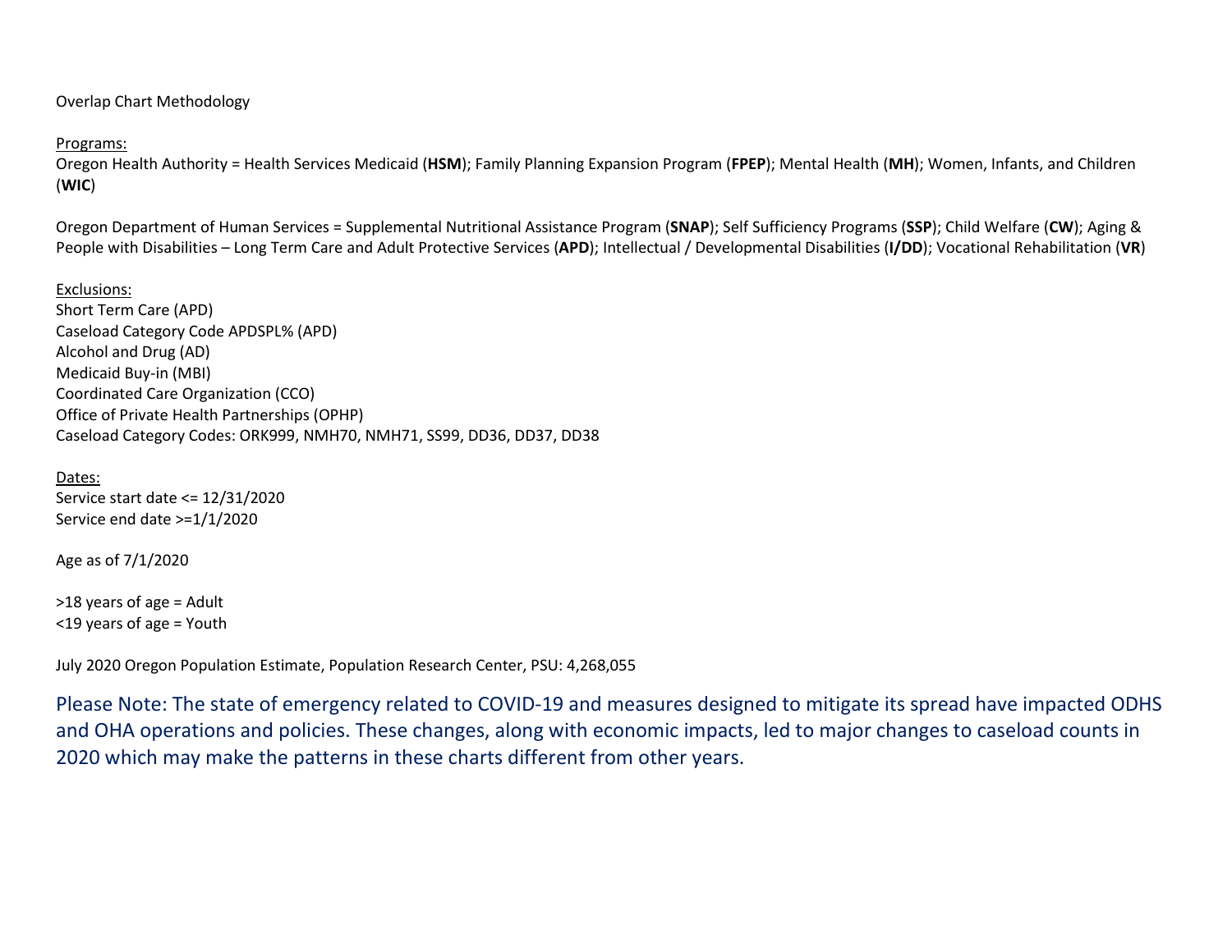Overlap Chart Methodology

Programs:

Oregon Health Authority = Health Services Medicaid (**HSM**); Family Planning Expansion Program (**FPEP**); Mental Health (**MH**); Women, Infants, and Children (**WIC**)

Oregon Department of Human Services = Supplemental Nutritional Assistance Program (**SNAP**); Self Sufficiency Programs (**SSP**); Child Welfare (**CW**); Aging & People with Disabilities – Long Term Care and Adult Protective Services (**APD**); Intellectual / Developmental Disabilities (**I/DD**); Vocational Rehabilitation (**VR**)

Exclusions:

Short Term Care (APD)
Caseload Category Code APDSPL% (APD)
Alcohol and Drug (AD)
Medicaid Buy-in (MBI)
Coordinated Care Organization (CCO)
Office of Private Health Partnerships (OPHP)
Caseload Category Codes: ORK999, NMH70, NMH71, SS99, DD36, DD37, DD38

Dates:

Service start date <= 12/31/2020
Service end date >=1/1/2020

Age as of 7/1/2020

>18 years of age = Adult
<19 years of age = Youth

July 2020 Oregon Population Estimate, Population Research Center, PSU: 4,268,055

Please Note: The state of emergency related to COVID-19 and measures designed to mitigate its spread have impacted ODHS and OHA operations and policies. These changes, along with economic impacts, led to major changes to caseload counts in 2020 which may make the patterns in these charts different from other years.